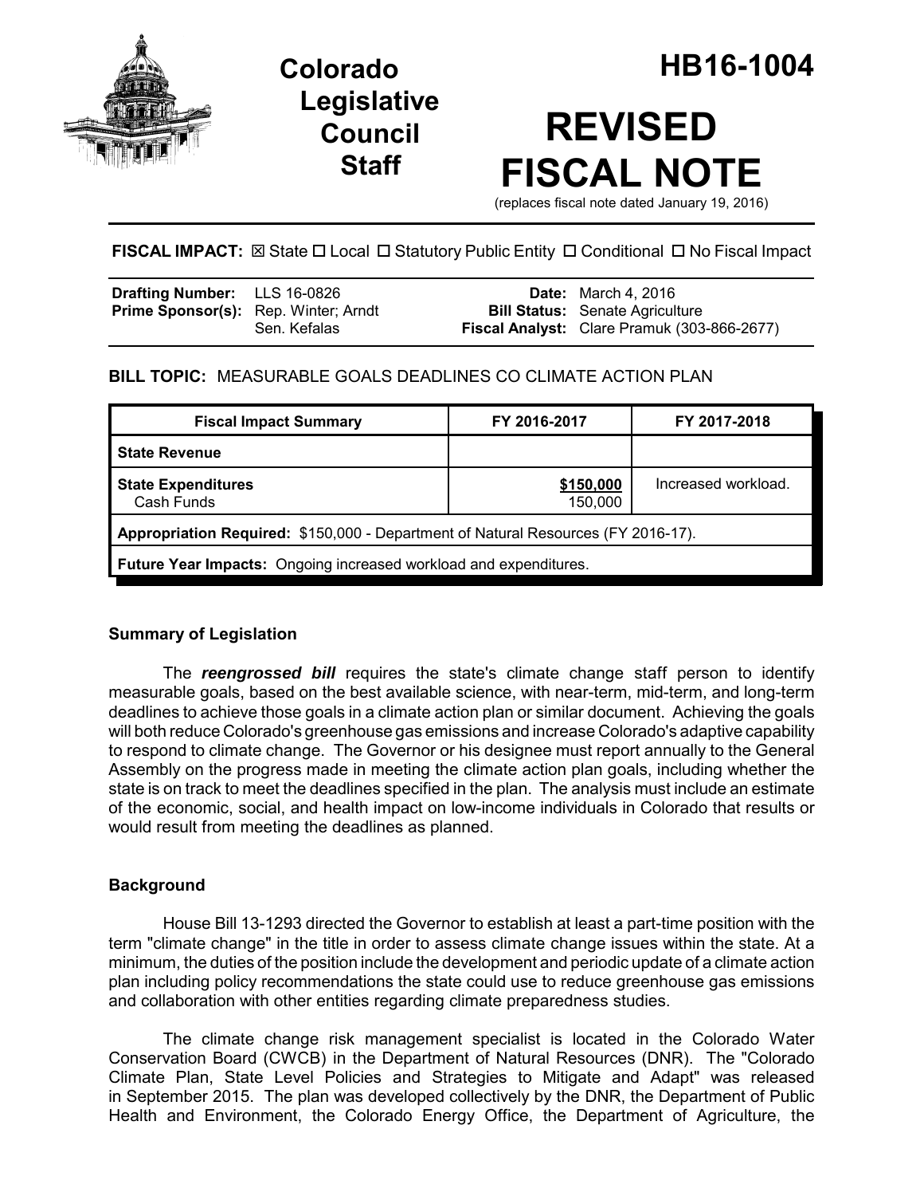# Colorado Legislative Council Staff

# HB16-1004

# REVISED FISCAL NOTE

(replaces fiscal note dated January 19, 2016)

**FISCAL IMPACT:** ☒ State ☐ Local ☐ Statutory Public Entity ☐ Conditional ☐ No Fiscal Impact

| | | | |
|---|---|---|---|
| **Drafting Number:** | LLS 16-0826 | **Date:** | March 4, 2016 |
| **Prime Sponsor(s):** | Rep. Winter; Arndt<br>Sen. Kefalas | **Bill Status:** | Senate Agriculture |
| | | **Fiscal Analyst:** | Clare Pramuk (303-866-2677) |

**BILL TOPIC:** MEASURABLE GOALS DEADLINES CO CLIMATE ACTION PLAN

| Fiscal Impact Summary | FY 2016-2017 | FY 2017-2018 |
|---|---|---|
| **State Revenue** | | |
| **State Expenditures**<br>Cash Funds | **$150,000**<br>150,000 | Increased workload. |
| **Appropriation Required:** $150,000 - Department of Natural Resources (FY 2016-17). | | |
| **Future Year Impacts:** Ongoing increased workload and expenditures. | | |

## Summary of Legislation

The ***reengrossed bill*** requires the state's climate change staff person to identify measurable goals, based on the best available science, with near-term, mid-term, and long-term deadlines to achieve those goals in a climate action plan or similar document. Achieving the goals will both reduce Colorado's greenhouse gas emissions and increase Colorado's adaptive capability to respond to climate change. The Governor or his designee must report annually to the General Assembly on the progress made in meeting the climate action plan goals, including whether the state is on track to meet the deadlines specified in the plan. The analysis must include an estimate of the economic, social, and health impact on low-income individuals in Colorado that results or would result from meeting the deadlines as planned.

## Background

House Bill 13-1293 directed the Governor to establish at least a part-time position with the term "climate change" in the title in order to assess climate change issues within the state. At a minimum, the duties of the position include the development and periodic update of a climate action plan including policy recommendations the state could use to reduce greenhouse gas emissions and collaboration with other entities regarding climate preparedness studies.

The climate change risk management specialist is located in the Colorado Water Conservation Board (CWCB) in the Department of Natural Resources (DNR). The "Colorado Climate Plan, State Level Policies and Strategies to Mitigate and Adapt" was released in September 2015. The plan was developed collectively by the DNR, the Department of Public Health and Environment, the Colorado Energy Office, the Department of Agriculture, the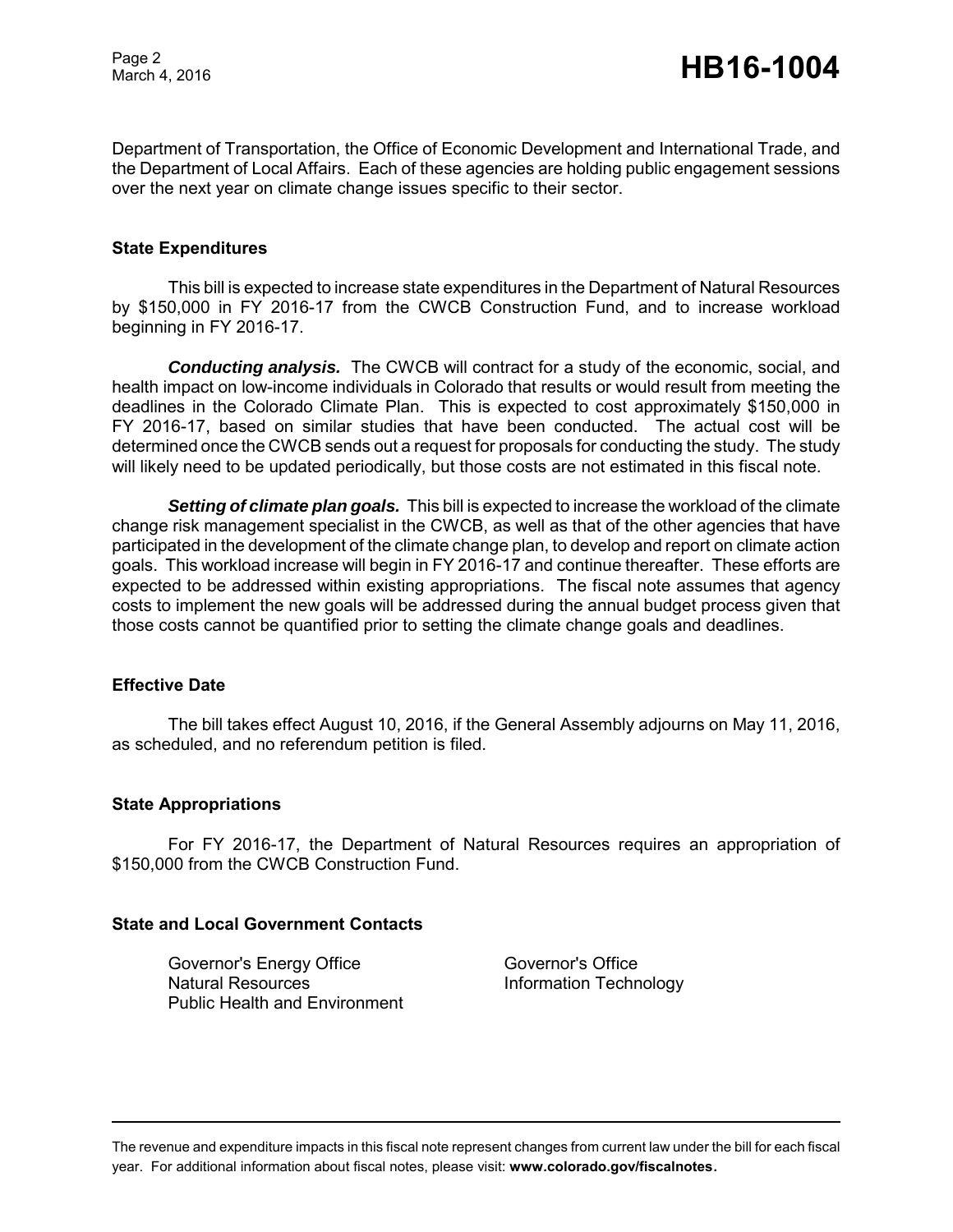Department of Transportation, the Office of Economic Development and International Trade, and the Department of Local Affairs. Each of these agencies are holding public engagement sessions over the next year on climate change issues specific to their sector.

## State Expenditures

This bill is expected to increase state expenditures in the Department of Natural Resources by $150,000 in FY 2016-17 from the CWCB Construction Fund, and to increase workload beginning in FY 2016-17.

***Conducting analysis.*** The CWCB will contract for a study of the economic, social, and health impact on low-income individuals in Colorado that results or would result from meeting the deadlines in the Colorado Climate Plan. This is expected to cost approximately $150,000 in FY 2016-17, based on similar studies that have been conducted. The actual cost will be determined once the CWCB sends out a request for proposals for conducting the study. The study will likely need to be updated periodically, but those costs are not estimated in this fiscal note.

***Setting of climate plan goals.*** This bill is expected to increase the workload of the climate change risk management specialist in the CWCB, as well as that of the other agencies that have participated in the development of the climate change plan, to develop and report on climate action goals. This workload increase will begin in FY 2016-17 and continue thereafter. These efforts are expected to be addressed within existing appropriations. The fiscal note assumes that agency costs to implement the new goals will be addressed during the annual budget process given that those costs cannot be quantified prior to setting the climate change goals and deadlines.

## Effective Date

The bill takes effect August 10, 2016, if the General Assembly adjourns on May 11, 2016, as scheduled, and no referendum petition is filed.

## State Appropriations

For FY 2016-17, the Department of Natural Resources requires an appropriation of $150,000 from the CWCB Construction Fund.

## State and Local Government Contacts

Governor's Energy Office
Natural Resources
Public Health and Environment
Governor's Office
Information Technology

The revenue and expenditure impacts in this fiscal note represent changes from current law under the bill for each fiscal year. For additional information about fiscal notes, please visit: **www.colorado.gov/fiscalnotes.**